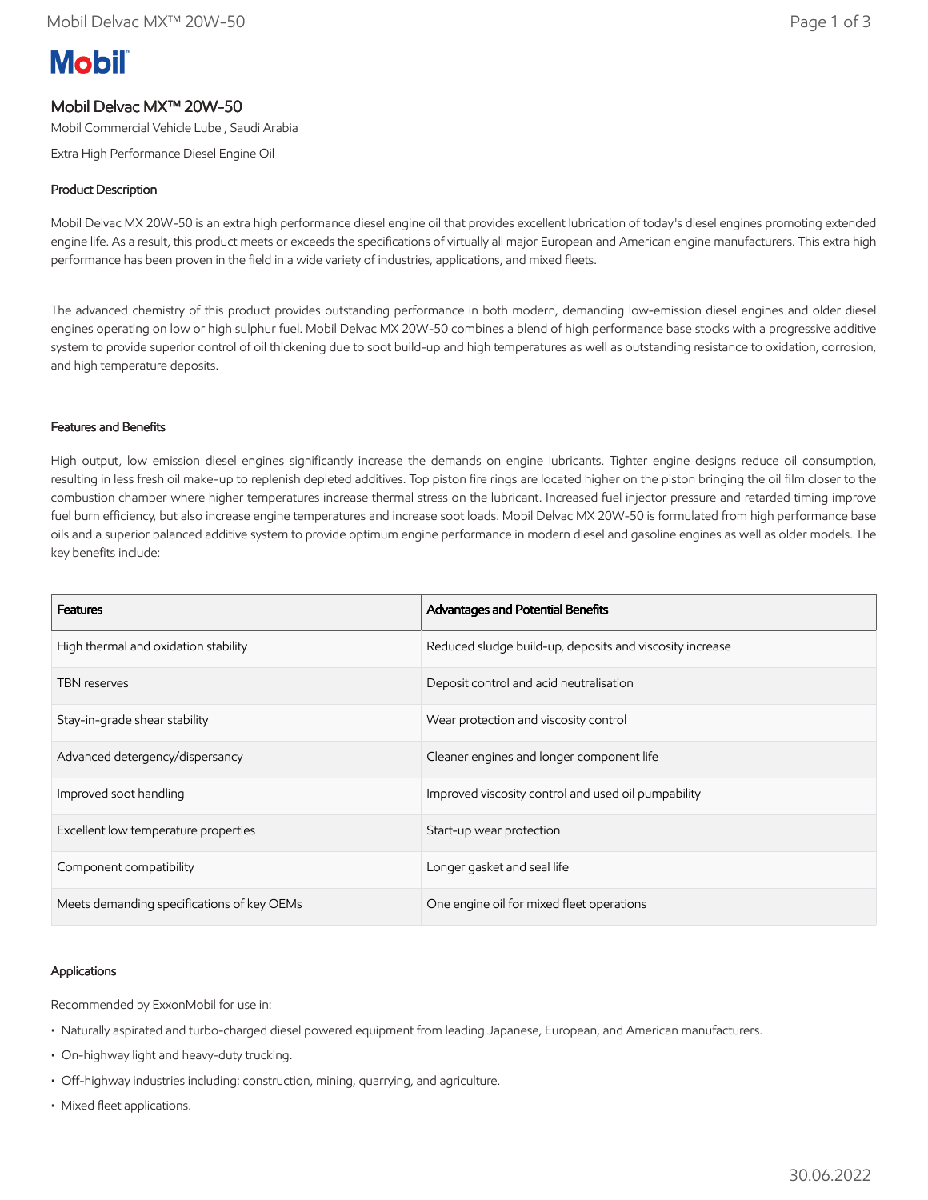# Mobil Delvac MX™ 20W-50

Mobil Commercial Vehicle Lube , Saudi Arabia

Extra High Performance Diesel Engine Oil

## Product Description

Mobil Delvac MX 20W-50 is an extra high performance diesel engine oil that provides excellent lubrication of today's diesel engines promoting extended engine life. As a result, this product meets or exceeds the specifications of virtually all major European and American engine manufacturers. This extra high performance has been proven in the field in a wide variety of industries, applications, and mixed fleets.

The advanced chemistry of this product provides outstanding performance in both modern, demanding low-emission diesel engines and older diesel engines operating on low or high sulphur fuel. Mobil Delvac MX 20W-50 combines a blend of high performance base stocks with a progressive additive system to provide superior control of oil thickening due to soot build-up and high temperatures as well as outstanding resistance to oxidation, corrosion, and high temperature deposits.

## Features and Benefits

High output, low emission diesel engines significantly increase the demands on engine lubricants. Tighter engine designs reduce oil consumption, resulting in less fresh oil make-up to replenish depleted additives. Top piston fire rings are located higher on the piston bringing the oil film closer to the combustion chamber where higher temperatures increase thermal stress on the lubricant. Increased fuel injector pressure and retarded timing improve fuel burn efficiency, but also increase engine temperatures and increase soot loads. Mobil Delvac MX 20W-50 is formulated from high performance base oils and a superior balanced additive system to provide optimum engine performance in modern diesel and gasoline engines as well as older models. The key benefits include:

| Features | Advantages and Potential Benefits |
|---|---|
| High thermal and oxidation stability | Reduced sludge build-up, deposits and viscosity increase |
| TBN reserves | Deposit control and acid neutralisation |
| Stay-in-grade shear stability | Wear protection and viscosity control |
| Advanced detergency/dispersancy | Cleaner engines and longer component life |
| Improved soot handling | Improved viscosity control and used oil pumpability |
| Excellent low temperature properties | Start-up wear protection |
| Component compatibility | Longer gasket and seal life |
| Meets demanding specifications of key OEMs | One engine oil for mixed fleet operations |

## Applications

Recommended by ExxonMobil for use in:

- Naturally aspirated and turbo-charged diesel powered equipment from leading Japanese, European, and American manufacturers.
- On-highway light and heavy-duty trucking.
- Off-highway industries including: construction, mining, quarrying, and agriculture.
- Mixed fleet applications.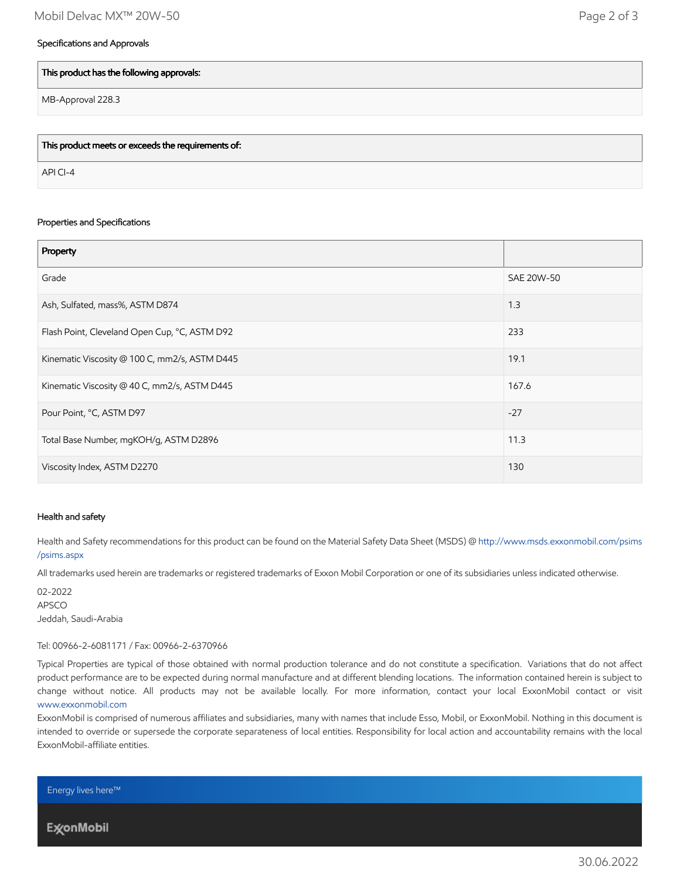### Specifications and Approvals

| This product has the following approvals: |
|---|
| MB-Approval 228.3 |

| This product meets or exceeds the requirements of: |
|---|
| API CI-4 |

### Properties and Specifications

| Property | |
|---|---|
| Grade | SAE 20W-50 |
| Ash, Sulfated, mass%, ASTM D874 | 1.3 |
| Flash Point, Cleveland Open Cup, °C, ASTM D92 | 233 |
| Kinematic Viscosity @ 100 C, mm2/s, ASTM D445 | 19.1 |
| Kinematic Viscosity @ 40 C, mm2/s, ASTM D445 | 167.6 |
| Pour Point, °C, ASTM D97 | -27 |
| Total Base Number, mgKOH/g, ASTM D2896 | 11.3 |
| Viscosity Index, ASTM D2270 | 130 |

### Health and safety

Health and Safety recommendations for this product can be found on the Material Safety Data Sheet (MSDS) @ http://www.msds.exxonmobil.com/psims/psims.aspx

All trademarks used herein are trademarks or registered trademarks of Exxon Mobil Corporation or one of its subsidiaries unless indicated otherwise.

02-2022
APSCO
Jeddah, Saudi-Arabia

Tel: 00966-2-6081171 / Fax: 00966-2-6370966

Typical Properties are typical of those obtained with normal production tolerance and do not constitute a specification. Variations that do not affect product performance are to be expected during normal manufacture and at different blending locations. The information contained herein is subject to change without notice. All products may not be available locally. For more information, contact your local ExxonMobil contact or visit www.exxonmobil.com

ExxonMobil is comprised of numerous affiliates and subsidiaries, many with names that include Esso, Mobil, or ExxonMobil. Nothing in this document is intended to override or supersede the corporate separateness of local entities. Responsibility for local action and accountability remains with the local ExxonMobil-affiliate entities.

Energy lives here™

ExxonMobil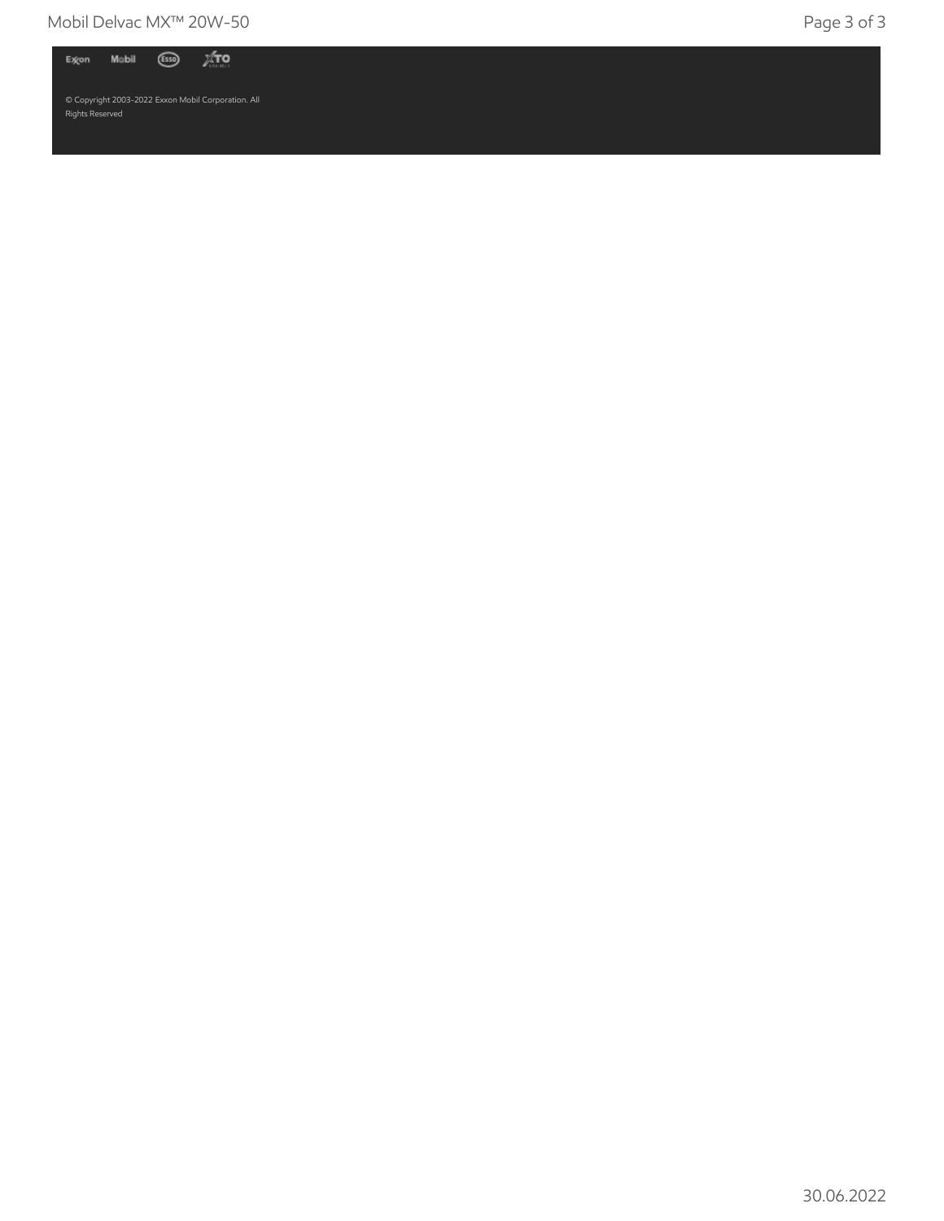Exxon Mobil Esso XTO

© Copyright 2003-2022 Exxon Mobil Corporation. All Rights Reserved